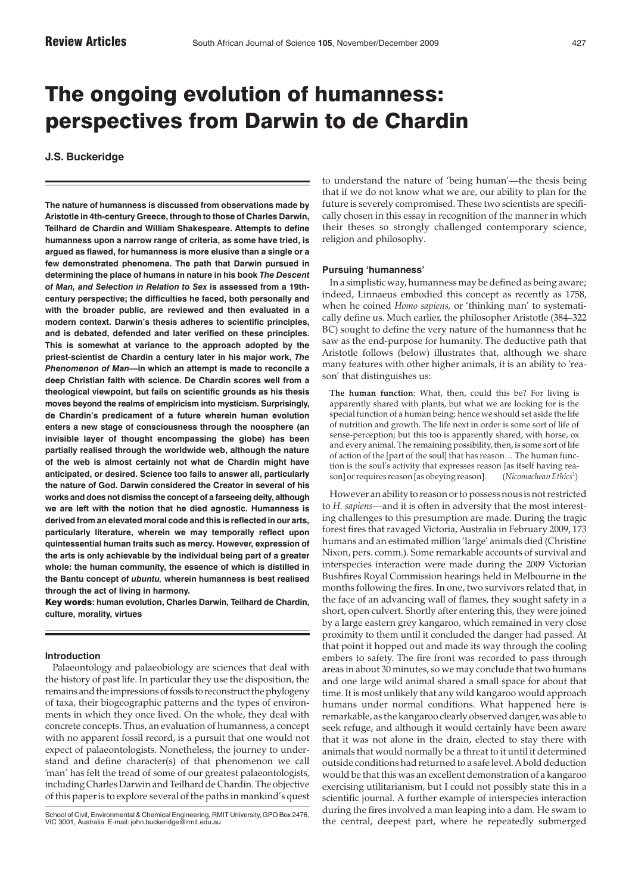# The ongoing evolution of humanness: perspectives from Darwin to de Chardin

**J.S. Buckeridge**

**The nature of humanness is discussed from observations made by Aristotle in 4th-century Greece, through to those of Charles Darwin, Teilhard de Chardin and William Shakespeare. Attempts to define humanness upon a narrow range of criteria, as some have tried, is argued as flawed, for humanness is more elusive than a single or a few demonstrated phenomena. The path that Darwin pursued in determining the place of humans in nature in his book *The Descent of Man, and Selection in Relation to Sex* is assessed from a 19th-century perspective; the difficulties he faced, both personally and with the broader public, are reviewed and then evaluated in a modern context. Darwin's thesis adheres to scientific principles, and is debated, defended and later verified on these principles. This is somewhat at variance to the approach adopted by the priest-scientist de Chardin a century later in his major work, *The Phenomenon of Man*—in which an attempt is made to reconcile a deep Christian faith with science. De Chardin scores well from a theological viewpoint, but fails on scientific grounds as his thesis moves beyond the realms of empiricism into mysticism. Surprisingly, de Chardin's predicament of a future wherein human evolution enters a new stage of consciousness through the noosphere (an invisible layer of thought encompassing the globe) has been partially realised through the worldwide web, although the nature of the web is almost certainly not what de Chardin might have anticipated, or desired. Science too fails to answer all, particularly the nature of God. Darwin considered the Creator in several of his works and does not dismiss the concept of a farseeing deity, although we are left with the notion that he died agnostic. Humanness is derived from an elevated moral code and this is reflected in our arts, particularly literature, wherein we may temporally reflect upon quintessential human traits such as mercy. However, expression of the arts is only achievable by the individual being part of a greater whole: the human community, the essence of which is distilled in the Bantu concept of *ubuntu*, wherein humanness is best realised through the act of living in harmony.**

**Key words: human evolution, Charles Darwin, Teilhard de Chardin, culture, morality, virtues**

## Introduction

Palaeontology and palaeobiology are sciences that deal with the history of past life. In particular they use the disposition, the remains and the impressions of fossils to reconstruct the phylogeny of taxa, their biogeographic patterns and the types of environments in which they once lived. On the whole, they deal with concrete concepts. Thus, an evaluation of humanness, a concept with no apparent fossil record, is a pursuit that one would not expect of palaeontologists. Nonetheless, the journey to understand and define character(s) of that phenomenon we call 'man' has felt the tread of some of our greatest palaeontologists, including Charles Darwin and Teilhard de Chardin. The objective of this paper is to explore several of the paths in mankind's quest to understand the nature of 'being human'—the thesis being that if we do not know what we are, our ability to plan for the future is severely compromised. These two scientists are specifically chosen in this essay in recognition of the manner in which their theses so strongly challenged contemporary science, religion and philosophy.

School of Civil, Environmental & Chemical Engineering, RMIT University, GPO Box 2476, VIC 3001, Australia. E-mail: john.buckeridge@rmit.edu.au

### Pursuing 'humanness'

In a simplistic way, humanness may be defined as being aware; indeed, Linnaeus embodied this concept as recently as 1758, when he coined *Homo sapiens*, or 'thinking man' to systematically define us. Much earlier, the philosopher Aristotle (384–322 BC) sought to define the very nature of the humanness that he saw as the end-purpose for humanity. The deductive path that Aristotle follows (below) illustrates that, although we share many features with other higher animals, it is an ability to 'reason' that distinguishes us:

> **The human function**: What, then, could this be? For living is apparently shared with plants, but what we are looking for is the special function of a human being; hence we should set aside the life of nutrition and growth. The life next in order is some sort of life of sense-perception; but this too is apparently shared, with horse, ox and every animal. The remaining possibility, then, is some sort of life of action of the [part of the soul] that has reason… The human function is the soul's activity that expresses reason [as itself having reason] or requires reason [as obeying reason]. (*Nicomachean Ethics*[1])

However an ability to reason or to possess nous is not restricted to *H. sapiens*—and it is often in adversity that the most interesting challenges to this presumption are made. During the tragic forest fires that ravaged Victoria, Australia in February 2009, 173 humans and an estimated million 'large' animals died (Christine Nixon, pers. comm.). Some remarkable accounts of survival and interspecies interaction were made during the 2009 Victorian Bushfires Royal Commission hearings held in Melbourne in the months following the fires. In one, two survivors related that, in the face of an advancing wall of flames, they sought safety in a short, open culvert. Shortly after entering this, they were joined by a large eastern grey kangaroo, which remained in very close proximity to them until it concluded the danger had passed. At that point it hopped out and made its way through the cooling embers to safety. The fire front was recorded to pass through areas in about 30 minutes, so we may conclude that two humans and one large wild animal shared a small space for about that time. It is most unlikely that any wild kangaroo would approach humans under normal conditions. What happened here is remarkable, as the kangaroo clearly observed danger, was able to seek refuge, and although it would certainly have been aware that it was not alone in the drain, elected to stay there with animals that would normally be a threat to it until it determined outside conditions had returned to a safe level. A bold deduction would be that this was an excellent demonstration of a kangaroo exercising utilitarianism, but I could not possibly state this in a scientific journal. A further example of interspecies interaction during the fires involved a man leaping into a dam. He swam to the central, deepest part, where he repeatedly submerged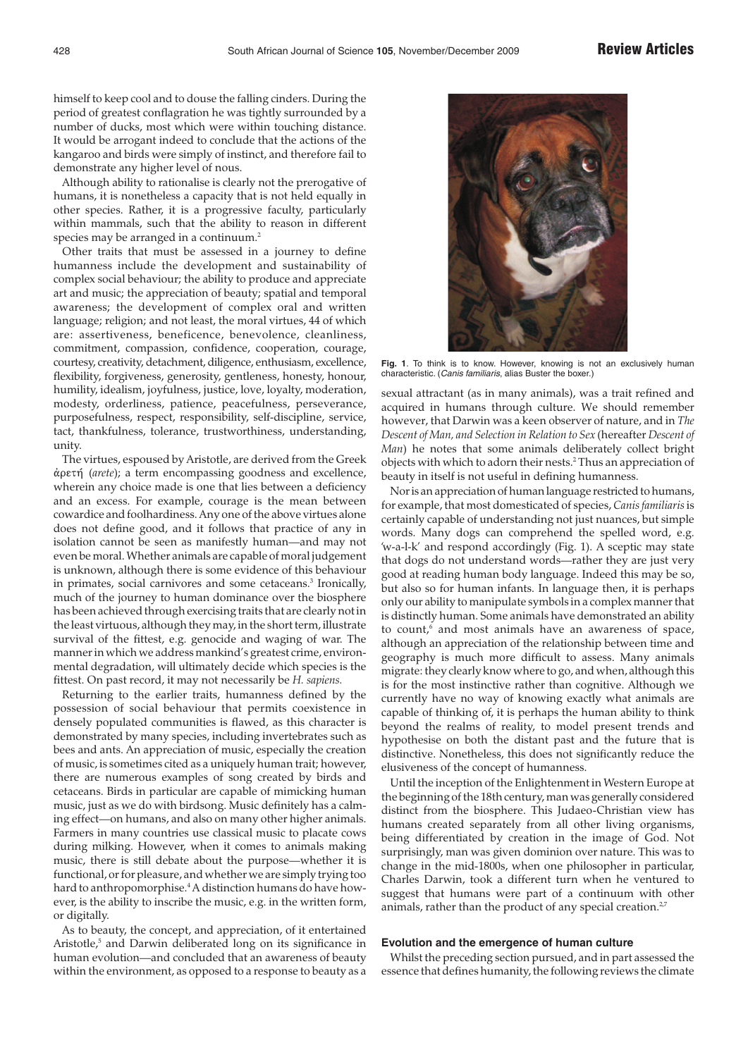himself to keep cool and to douse the falling cinders. During the period of greatest conflagration he was tightly surrounded by a number of ducks, most which were within touching distance. It would be arrogant indeed to conclude that the actions of the kangaroo and birds were simply of instinct, and therefore fail to demonstrate any higher level of nous.

Although ability to rationalise is clearly not the prerogative of humans, it is nonetheless a capacity that is not held equally in other species. Rather, it is a progressive faculty, particularly within mammals, such that the ability to reason in different species may be arranged in a continuum.[2]

Other traits that must be assessed in a journey to define humanness include the development and sustainability of complex social behaviour; the ability to produce and appreciate art and music; the appreciation of beauty; spatial and temporal awareness; the development of complex oral and written language; religion; and not least, the moral virtues, 44 of which are: assertiveness, beneficence, benevolence, cleanliness, commitment, compassion, confidence, cooperation, courage, courtesy, creativity, detachment, diligence, enthusiasm, excellence, flexibility, forgiveness, generosity, gentleness, honesty, honour, humility, idealism, joyfulness, justice, love, loyalty, moderation, modesty, orderliness, patience, peacefulness, perseverance, purposefulness, respect, responsibility, self-discipline, service, tact, thankfulness, tolerance, trustworthiness, understanding, unity.

The virtues, espoused by Aristotle, are derived from the Greek ἀρετή (*arete*); a term encompassing goodness and excellence, wherein any choice made is one that lies between a deficiency and an excess. For example, courage is the mean between cowardice and foolhardiness. Any one of the above virtues alone does not define good, and it follows that practice of any in isolation cannot be seen as manifestly human—and may not even be moral. Whether animals are capable of moral judgement is unknown, although there is some evidence of this behaviour in primates, social carnivores and some cetaceans.[3] Ironically, much of the journey to human dominance over the biosphere has been achieved through exercising traits that are clearly not in the least virtuous, although they may, in the short term, illustrate survival of the fittest, e.g. genocide and waging of war. The manner in which we address mankind's greatest crime, environmental degradation, will ultimately decide which species is the fittest. On past record, it may not necessarily be *H. sapiens*.

Returning to the earlier traits, humanness defined by the possession of social behaviour that permits coexistence in densely populated communities is flawed, as this character is demonstrated by many species, including invertebrates such as bees and ants. An appreciation of music, especially the creation of music, is sometimes cited as a uniquely human trait; however, there are numerous examples of song created by birds and cetaceans. Birds in particular are capable of mimicking human music, just as we do with birdsong. Music definitely has a calming effect—on humans, and also on many other higher animals. Farmers in many countries use classical music to placate cows during milking. However, when it comes to animals making music, there is still debate about the purpose—whether it is functional, or for pleasure, and whether we are simply trying too hard to anthropomorphise.[4] A distinction humans do have however, is the ability to inscribe the music, e.g. in the written form, or digitally.

As to beauty, the concept, and appreciation, of it entertained Aristotle,[5] and Darwin deliberated long on its significance in human evolution—and concluded that an awareness of beauty within the environment, as opposed to a response to beauty as a sexual attractant (as in many animals), was a trait refined and acquired in humans through culture. We should remember however, that Darwin was a keen observer of nature, and in *The Descent of Man, and Selection in Relation to Sex* (hereafter *Descent of Man*) he notes that some animals deliberately collect bright objects with which to adorn their nests.[2] Thus an appreciation of beauty in itself is not useful in defining humanness.

**Fig. 1**. To think is to know. However, knowing is not an exclusively human characteristic. (*Canis familiaris*, alias Buster the boxer.)

Nor is an appreciation of human language restricted to humans, for example, that most domesticated of species, *Canis familiaris* is certainly capable of understanding not just nuances, but simple words. Many dogs can comprehend the spelled word, e.g. 'w-a-l-k' and respond accordingly (Fig. 1). A sceptic may state that dogs do not understand words—rather they are just very good at reading human body language. Indeed this may be so, but also so for human infants. In language then, it is perhaps only our ability to manipulate symbols in a complex manner that is distinctly human. Some animals have demonstrated an ability to count,[6] and most animals have an awareness of space, although an appreciation of the relationship between time and geography is much more difficult to assess. Many animals migrate: they clearly know where to go, and when, although this is for the most instinctive rather than cognitive. Although we currently have no way of knowing exactly what animals are capable of thinking of, it is perhaps the human ability to think beyond the realms of reality, to model present trends and hypothesise on both the distant past and the future that is distinctive. Nonetheless, this does not significantly reduce the elusiveness of the concept of humanness.

Until the inception of the Enlightenment in Western Europe at the beginning of the 18th century, man was generally considered distinct from the biosphere. This Judaeo-Christian view has humans created separately from all other living organisms, being differentiated by creation in the image of God. Not surprisingly, man was given dominion over nature. This was to change in the mid-1800s, when one philosopher in particular, Charles Darwin, took a different turn when he ventured to suggest that humans were part of a continuum with other animals, rather than the product of any special creation.[2,7]

#### Evolution and the emergence of human culture

Whilst the preceding section pursued, and in part assessed the essence that defines humanity, the following reviews the climate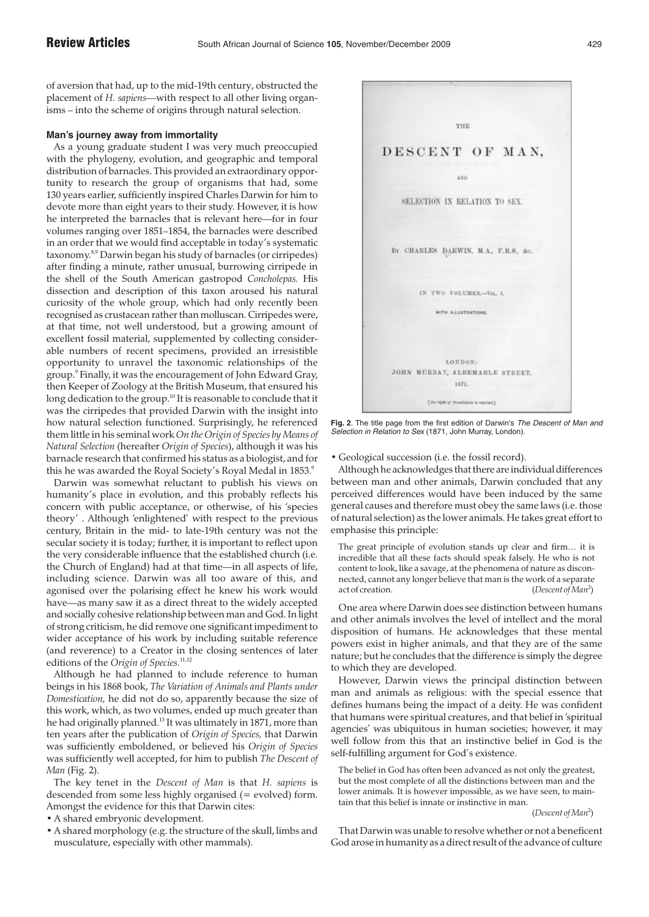of aversion that had, up to the mid-19th century, obstructed the placement of *H. sapiens*—with respect to all other living organisms – into the scheme of origins through natural selection.

#### Man's journey away from immortality

As a young graduate student I was very much preoccupied with the phylogeny, evolution, and geographic and temporal distribution of barnacles. This provided an extraordinary opportunity to research the group of organisms that had, some 130 years earlier, sufficiently inspired Charles Darwin for him to devote more than eight years to their study. However, it is how he interpreted the barnacles that is relevant here—for in four volumes ranging over 1851–1854, the barnacles were described in an order that we would find acceptable in today's systematic taxonomy.[8,9] Darwin began his study of barnacles (or cirripedes) after finding a minute, rather unusual, burrowing cirripede in the shell of the South American gastropod *Concholepas.* His dissection and description of this taxon aroused his natural curiosity of the whole group, which had only recently been recognised as crustacean rather than molluscan. Cirripedes were, at that time, not well understood, but a growing amount of excellent fossil material, supplemented by collecting considerable numbers of recent specimens, provided an irresistible opportunity to unravel the taxonomic relationships of the group.[9] Finally, it was the encouragement of John Edward Gray, then Keeper of Zoology at the British Museum, that ensured his long dedication to the group.[10] It is reasonable to conclude that it was the cirripedes that provided Darwin with the insight into how natural selection functioned. Surprisingly, he referenced them little in his seminal work *On the Origin of Species by Means of Natural Selection* (hereafter *Origin of Species*), although it was his barnacle research that confirmed his status as a biologist, and for this he was awarded the Royal Society's Royal Medal in 1853.[9]

Darwin was somewhat reluctant to publish his views on humanity's place in evolution, and this probably reflects his concern with public acceptance, or otherwise, of his 'species theory' . Although 'enlightened' with respect to the previous century, Britain in the mid- to late-19th century was not the secular society it is today; further, it is important to reflect upon the very considerable influence that the established church (i.e. the Church of England) had at that time—in all aspects of life, including science. Darwin was all too aware of this, and agonised over the polarising effect he knew his work would have—as many saw it as a direct threat to the widely accepted and socially cohesive relationship between man and God. In light of strong criticism, he did remove one significant impediment to wider acceptance of his work by including suitable reference (and reverence) to a Creator in the closing sentences of later editions of the *Origin of Species.*[11,12]

Although he had planned to include reference to human beings in his 1868 book, *The Variation of Animals and Plants under Domestication,* he did not do so, apparently because the size of this work, which, as two volumes, ended up much greater than he had originally planned.[13] It was ultimately in 1871, more than ten years after the publication of *Origin of Species,* that Darwin was sufficiently emboldened, or believed his *Origin of Species* was sufficiently well accepted, for him to publish *The Descent of Man* (Fig. 2).

The key tenet in the *Descent of Man* is that *H. sapiens* is descended from some less highly organised (= evolved) form. Amongst the evidence for this that Darwin cites:

- A shared embryonic development.
- A shared morphology (e.g. the structure of the skull, limbs and musculature, especially with other mammals).

**Fig. 2**. The title page from the first edition of Darwin's *The Descent of Man and Selection in Relation to Sex* (1871, John Murray, London).

- Geological succession (i.e. the fossil record).

Although he acknowledges that there are individual differences between man and other animals, Darwin concluded that any perceived differences would have been induced by the same general causes and therefore must obey the same laws (i.e. those of natural selection) as the lower animals. He takes great effort to emphasise this principle:

> The great principle of evolution stands up clear and firm… it is incredible that all these facts should speak falsely. He who is not content to look, like a savage, at the phenomena of nature as disconnected, cannot any longer believe that man is the work of a separate act of creation. (*Descent of Man*[2])

One area where Darwin does see distinction between humans and other animals involves the level of intellect and the moral disposition of humans. He acknowledges that these mental powers exist in higher animals, and that they are of the same nature; but he concludes that the difference is simply the degree to which they are developed.

However, Darwin views the principal distinction between man and animals as religious: with the special essence that defines humans being the impact of a deity. He was confident that humans were spiritual creatures, and that belief in 'spiritual agencies' was ubiquitous in human societies; however, it may well follow from this that an instinctive belief in God is the self-fulfilling argument for God's existence.

> The belief in God has often been advanced as not only the greatest, but the most complete of all the distinctions between man and the lower animals. It is however impossible, as we have seen, to maintain that this belief is innate or instinctive in man. (*Descent of Man*[2])

That Darwin was unable to resolve whether or not a beneficent God arose in humanity as a direct result of the advance of culture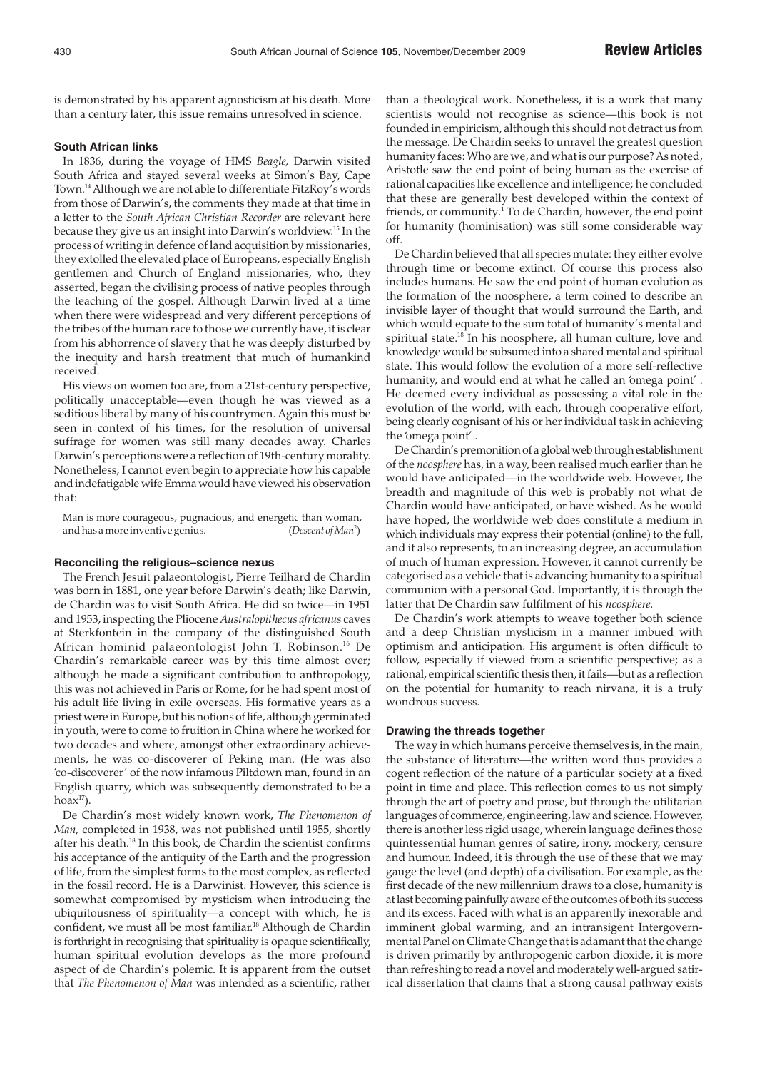is demonstrated by his apparent agnosticism at his death. More than a century later, this issue remains unresolved in science.

### South African links

In 1836, during the voyage of HMS *Beagle,* Darwin visited South Africa and stayed several weeks at Simon's Bay, Cape Town.[14] Although we are not able to differentiate FitzRoy's words from those of Darwin's, the comments they made at that time in a letter to the *South African Christian Recorder* are relevant here because they give us an insight into Darwin's worldview.[15] In the process of writing in defence of land acquisition by missionaries, they extolled the elevated place of Europeans, especially English gentlemen and Church of England missionaries, who, they asserted, began the civilising process of native peoples through the teaching of the gospel. Although Darwin lived at a time when there were widespread and very different perceptions of the tribes of the human race to those we currently have, it is clear from his abhorrence of slavery that he was deeply disturbed by the inequity and harsh treatment that much of humankind received.

His views on women too are, from a 21st-century perspective, politically unacceptable—even though he was viewed as a seditious liberal by many of his countrymen. Again this must be seen in context of his times, for the resolution of universal suffrage for women was still many decades away. Charles Darwin's perceptions were a reflection of 19th-century morality. Nonetheless, I cannot even begin to appreciate how his capable and indefatigable wife Emma would have viewed his observation that:

> Man is more courageous, pugnacious, and energetic than woman, and has a more inventive genius. (*Descent of Man*[2])

### Reconciling the religious–science nexus

The French Jesuit palaeontologist, Pierre Teilhard de Chardin was born in 1881, one year before Darwin's death; like Darwin, de Chardin was to visit South Africa. He did so twice—in 1951 and 1953, inspecting the Pliocene *Australopithecus africanus* caves at Sterkfontein in the company of the distinguished South African hominid palaeontologist John T. Robinson.[16] De Chardin's remarkable career was by this time almost over; although he made a significant contribution to anthropology, this was not achieved in Paris or Rome, for he had spent most of his adult life living in exile overseas. His formative years as a priest were in Europe, but his notions of life, although germinated in youth, were to come to fruition in China where he worked for two decades and where, amongst other extraordinary achievements, he was co-discoverer of Peking man. (He was also 'co-discoverer' of the now infamous Piltdown man, found in an English quarry, which was subsequently demonstrated to be a hoax[17]).

De Chardin's most widely known work, *The Phenomenon of Man,* completed in 1938, was not published until 1955, shortly after his death.[18] In this book, de Chardin the scientist confirms his acceptance of the antiquity of the Earth and the progression of life, from the simplest forms to the most complex, as reflected in the fossil record. He is a Darwinist. However, this science is somewhat compromised by mysticism when introducing the ubiquitousness of spirituality—a concept with which, he is confident, we must all be most familiar.[18] Although de Chardin is forthright in recognising that spirituality is opaque scientifically, human spiritual evolution develops as the more profound aspect of de Chardin's polemic. It is apparent from the outset that *The Phenomenon of Man* was intended as a scientific, rather than a theological work. Nonetheless, it is a work that many scientists would not recognise as science—this book is not founded in empiricism, although this should not detract us from the message. De Chardin seeks to unravel the greatest question humanity faces: Who are we, and what is our purpose? As noted, Aristotle saw the end point of being human as the exercise of rational capacities like excellence and intelligence; he concluded that these are generally best developed within the context of friends, or community.[1] To de Chardin, however, the end point for humanity (hominisation) was still some considerable way off.

De Chardin believed that all species mutate: they either evolve through time or become extinct. Of course this process also includes humans. He saw the end point of human evolution as the formation of the noosphere, a term coined to describe an invisible layer of thought that would surround the Earth, and which would equate to the sum total of humanity's mental and spiritual state.[18] In his noosphere, all human culture, love and knowledge would be subsumed into a shared mental and spiritual state. This would follow the evolution of a more self-reflective humanity, and would end at what he called an 'omega point'. He deemed every individual as possessing a vital role in the evolution of the world, with each, through cooperative effort, being clearly cognisant of his or her individual task in achieving the 'omega point'.

De Chardin's premonition of a global web through establishment of the *noosphere* has, in a way, been realised much earlier than he would have anticipated—in the worldwide web. However, the breadth and magnitude of this web is probably not what de Chardin would have anticipated, or have wished. As he would have hoped, the worldwide web does constitute a medium in which individuals may express their potential (online) to the full, and it also represents, to an increasing degree, an accumulation of much of human expression. However, it cannot currently be categorised as a vehicle that is advancing humanity to a spiritual communion with a personal God. Importantly, it is through the latter that De Chardin saw fulfilment of his *noosphere.*

De Chardin's work attempts to weave together both science and a deep Christian mysticism in a manner imbued with optimism and anticipation. His argument is often difficult to follow, especially if viewed from a scientific perspective; as a rational, empirical scientific thesis then, it fails—but as a reflection on the potential for humanity to reach nirvana, it is a truly wondrous success.

### Drawing the threads together

The way in which humans perceive themselves is, in the main, the substance of literature—the written word thus provides a cogent reflection of the nature of a particular society at a fixed point in time and place. This reflection comes to us not simply through the art of poetry and prose, but through the utilitarian languages of commerce, engineering, law and science. However, there is another less rigid usage, wherein language defines those quintessential human genres of satire, irony, mockery, censure and humour. Indeed, it is through the use of these that we may gauge the level (and depth) of a civilisation. For example, as the first decade of the new millennium draws to a close, humanity is at last becoming painfully aware of the outcomes of both its success and its excess. Faced with what is an apparently inexorable and imminent global warming, and an intransigent Intergovernmental Panel on Climate Change that is adamant that the change is driven primarily by anthropogenic carbon dioxide, it is more than refreshing to read a novel and moderately well-argued satirical dissertation that claims that a strong causal pathway exists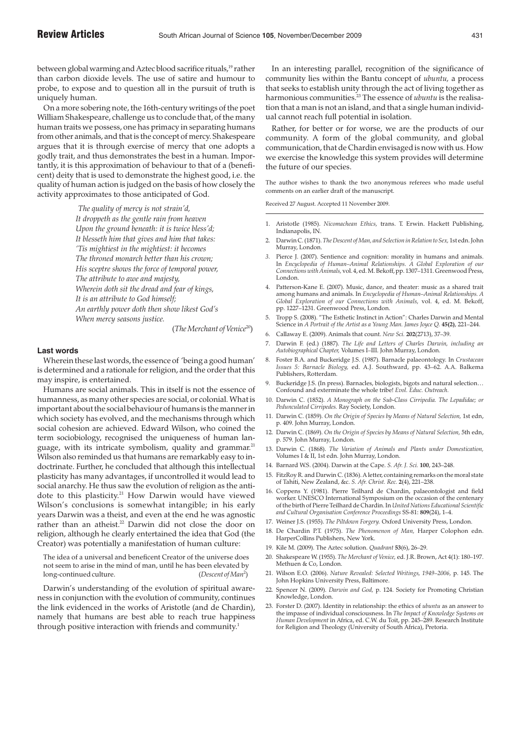between global warming and Aztec blood sacrifice rituals,[19] rather than carbon dioxide levels. The use of satire and humour to probe, to expose and to question all in the pursuit of truth is uniquely human.

On a more sobering note, the 16th-century writings of the poet William Shakespeare, challenge us to conclude that, of the many human traits we possess, one has primacy in separating humans from other animals, and that is the concept of mercy. Shakespeare argues that it is through exercise of mercy that one adopts a godly trait, and thus demonstrates the best in a human. Importantly, it is this approximation of behaviour to that of a (beneficent) deity that is used to demonstrate the highest good, i.e. the quality of human action is judged on the basis of how closely the activity approximates to those anticipated of God.

> *The quality of mercy is not strain'd,*
> *It droppeth as the gentle rain from heaven*
> *Upon the ground beneath: it is twice bless'd;*
> *It blesseth him that gives and him that takes:*
> *'Tis mightiest in the mightiest: it becomes*
> *The throned monarch better than his crown;*
> *His sceptre shows the force of temporal power,*
> *The attribute to awe and majesty,*
> *Wherein doth sit the dread and fear of kings,*
> *It is an attribute to God himself;*
> *An earthly power doth then show likest God's*
> *When mercy seasons justice.*
>
> (*The Merchant of Venice*[20])

## Last words

Wherein these last words, the essence of 'being a good human' is determined and a rationale for religion, and the order that this may inspire, is entertained.

Humans are social animals. This in itself is not the essence of humanness, as many other species are social, or colonial. What is important about the social behaviour of humans is the manner in which society has evolved, and the mechanisms through which social cohesion are achieved. Edward Wilson, who coined the term sociobiology, recognised the uniqueness of human language, with its intricate symbolism, quality and grammar.[21] Wilson also reminded us that humans are remarkably easy to indoctrinate. Further, he concluded that although this intellectual plasticity has many advantages, if uncontrolled it would lead to social anarchy. He thus saw the evolution of religion as the antidote to this plasticity.[21] How Darwin would have viewed Wilson's conclusions is somewhat intangible; in his early years Darwin was a theist, and even at the end he was agnostic rather than an atheist.[22] Darwin did not close the door on religion, although he clearly entertained the idea that God (the Creator) was potentially a manifestation of human culture:

> The idea of a universal and beneficent Creator of the universe does not seem to arise in the mind of man, until he has been elevated by long-continued culture. (*Descent of Man*[2])

Darwin's understanding of the evolution of spiritual awareness in conjunction with the evolution of community, continues the link evidenced in the works of Aristotle (and de Chardin), namely that humans are best able to reach true happiness through positive interaction with friends and community.[1]

In an interesting parallel, recognition of the significance of community lies within the Bantu concept of *ubuntu*, a process that seeks to establish unity through the act of living together as harmonious communities.[23] The essence of *ubuntu* is the realisation that a man is not an island, and that a single human individual cannot reach full potential in isolation.

Rather, for better or for worse, we are the products of our community. A form of the global community, and global communication, that de Chardin envisaged is now with us. How we exercise the knowledge this system provides will determine the future of our species.

The author wishes to thank the two anonymous referees who made useful comments on an earlier draft of the manuscript.

Received 27 August. Accepted 11 November 2009.

1. Aristotle (1985). *Nicomachean Ethics*, trans. T. Erwin. Hackett Publishing, Indianapolis, IN.
2. Darwin C. (1871). *The Descent of Man, and Selection in Relation to Sex*, 1st edn. John Murray, London.
3. Pierce J. (2007). Sentience and cognition: morality in humans and animals. In *Encyclopedia of Human–Animal Relationships. A Global Exploration of our Connections with Animals*, vol. 4, ed. M. Bekoff, pp. 1307–1311. Greenwood Press, London.
4. Patterson-Kane E. (2007). Music, dance, and theater: music as a shared trait among humans and animals. In *Encyclopedia of Human–Animal Relationships. A Global Exploration of our Connections with Animals*, vol. 4, ed. M. Bekoff, pp. 1227–1231. Greenwood Press, London.
5. Tropp S. (2008). "The Esthetic Instinct in Action": Charles Darwin and Mental Science in *A Portrait of the Artist as a Young Man. James Joyce Q.* **45(2)**, 221–244.
6. Callaway E. (2009). Animals that count. *New Sci.* **202**(2713), 37–39.
7. Darwin F. (ed.) (1887). *The Life and Letters of Charles Darwin, including an Autobiographical Chapter*, Volumes I–III. John Murray, London.
8. Foster B.A. and Buckeridge J.S. (1987). Barnacle palaeontology. In *Crustacean Issues 5: Barnacle Biology*, ed. A.J. Southward, pp. 43–62. A.A. Balkema Publishers, Rotterdam.
9. Buckeridge J.S. (In press). Barnacles, biologists, bigots and natural selection… Confound and exterminate the whole tribe! *Evol. Educ. Outreach.*
10. Darwin C. (1852). *A Monograph on the Sub-Class Cirripedia. The Lepadidae; or Pedunculated Cirripedes.* Ray Society, London.
11. Darwin C. (1859). *On the Origin of Species by Means of Natural Selection*, 1st edn, p. 409. John Murray, London.
12. Darwin C. (1869). *On the Origin of Species by Means of Natural Selection*, 5th edn, p. 579. John Murray, London.
13. Darwin C. (1868). *The Variation of Animals and Plants under Domestication*, Volumes I & II, 1st edn. John Murray, London.
14. Barnard W.S. (2004). Darwin at the Cape. *S. Afr. J. Sci.* **100**, 243–248.
15. FitzRoy R. and Darwin C. (1836). A letter, containing remarks on the moral state of Tahiti, New Zealand, &c. *S. Afr. Christ. Rec.* **2**(4), 221–238.
16. Coppens Y. (1981). Pierre Teilhard de Chardin, palaeontologist and field worker. UNESCO International Symposium on the occasion of the centenary of the birth of Pierre Teilhard de Chardin. In *United Nations Educational Scientific and Cultural Organisation Conference Proceedings* SS-81: **809**(24), 1–4.
17. Weiner J.S. (1955). *The Piltdown Forgery.* Oxford University Press, London.
18. De Chardin P.T. (1975). *The Phenomenon of Man*, Harper Colophon edn. HarperCollins Publishers, New York.
19. Kile M. (2009). The Aztec solution. *Quadrant* **53**(6), 26–29.
20. Shakespeare W. (1955). *The Merchant of Venice*, ed. J.R. Brown, Act 4(1): 180–197. Methuen & Co, London.
21. Wilson E.O. (2006). *Nature Revealed: Selected Writings, 1949–2006*, p. 145. The John Hopkins University Press, Baltimore.
22. Spencer N. (2009). *Darwin and God*, p. 124. Society for Promoting Christian Knowledge, London.
23. Forster D. (2007). Identity in relationship: the ethics of *ubuntu* as an answer to the impasse of individual consciousness. In *The Impact of Knowledge Systems on Human Development* in Africa, ed. C.W. du Toit, pp. 245–289. Research Institute for Religion and Theology (University of South Africa), Pretoria.